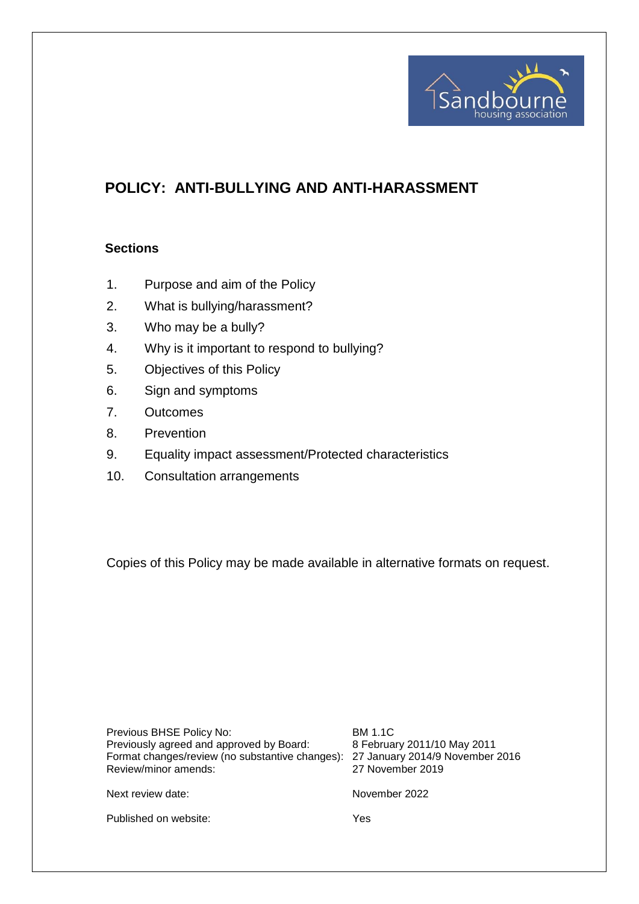# POLICY: ANTI-BULLYING AND ANTI-HARASSMENT

**Sections**

1. Purpose and aim of the Policy
2. What is bullying/harassment?
3. Who may be a bully?
4. Why is it important to respond to bullying?
5. Objectives of this Policy
6. Sign and symptoms
7. Outcomes
8. Prevention
9. Equality impact assessment/Protected characteristics
10. Consultation arrangements

Copies of this Policy may be made available in alternative formats on request.

| | |
|---|---|
| Previous BHSE Policy No: | BM 1.1C |
| Previously agreed and approved by Board: | 8 February 2011/10 May 2011 |
| Format changes/review (no substantive changes): | 27 January 2014/9 November 2016 |
| Review/minor amends: | 27 November 2019 |
| Next review date: | November 2022 |
| Published on website: | Yes |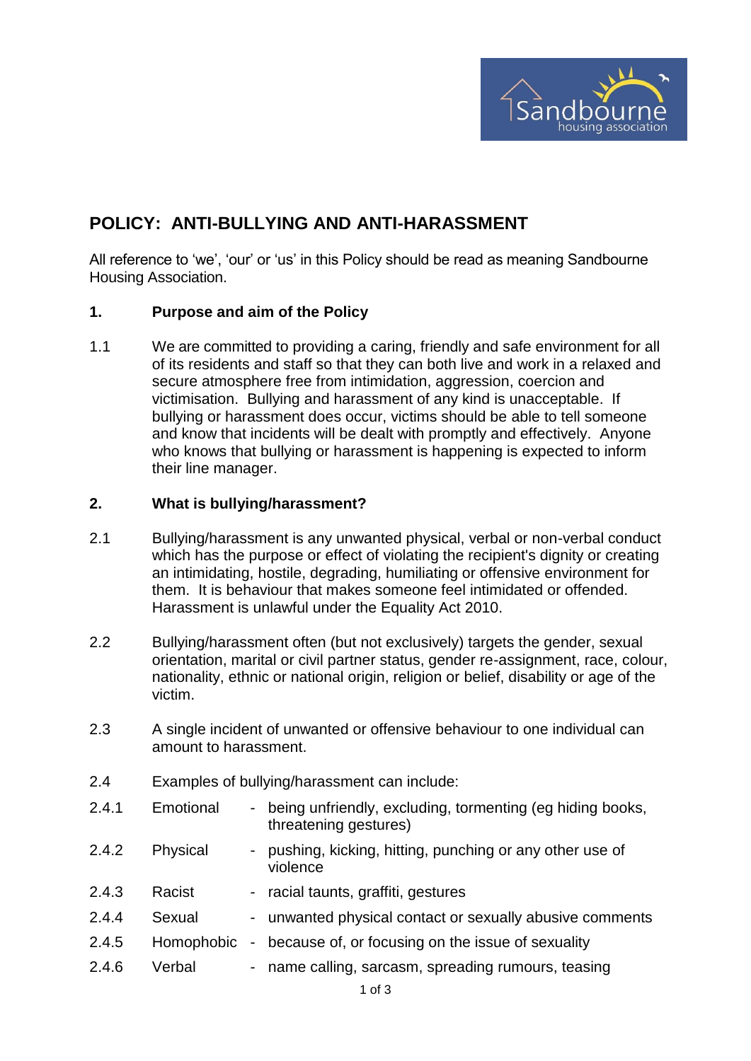# POLICY: ANTI-BULLYING AND ANTI-HARASSMENT

All reference to 'we', 'our' or 'us' in this Policy should be read as meaning Sandbourne Housing Association.

## 1. Purpose and aim of the Policy

1.1 We are committed to providing a caring, friendly and safe environment for all of its residents and staff so that they can both live and work in a relaxed and secure atmosphere free from intimidation, aggression, coercion and victimisation. Bullying and harassment of any kind is unacceptable. If bullying or harassment does occur, victims should be able to tell someone and know that incidents will be dealt with promptly and effectively. Anyone who knows that bullying or harassment is happening is expected to inform their line manager.

## 2. What is bullying/harassment?

2.1 Bullying/harassment is any unwanted physical, verbal or non-verbal conduct which has the purpose or effect of violating the recipient's dignity or creating an intimidating, hostile, degrading, humiliating or offensive environment for them. It is behaviour that makes someone feel intimidated or offended. Harassment is unlawful under the Equality Act 2010.

2.2 Bullying/harassment often (but not exclusively) targets the gender, sexual orientation, marital or civil partner status, gender re-assignment, race, colour, nationality, ethnic or national origin, religion or belief, disability or age of the victim.

2.3 A single incident of unwanted or offensive behaviour to one individual can amount to harassment.

2.4 Examples of bullying/harassment can include:

2.4.1 Emotional - being unfriendly, excluding, tormenting (eg hiding books, threatening gestures)

2.4.2 Physical - pushing, kicking, hitting, punching or any other use of violence

2.4.3 Racist - racial taunts, graffiti, gestures

2.4.4 Sexual - unwanted physical contact or sexually abusive comments

2.4.5 Homophobic - because of, or focusing on the issue of sexuality

2.4.6 Verbal - name calling, sarcasm, spreading rumours, teasing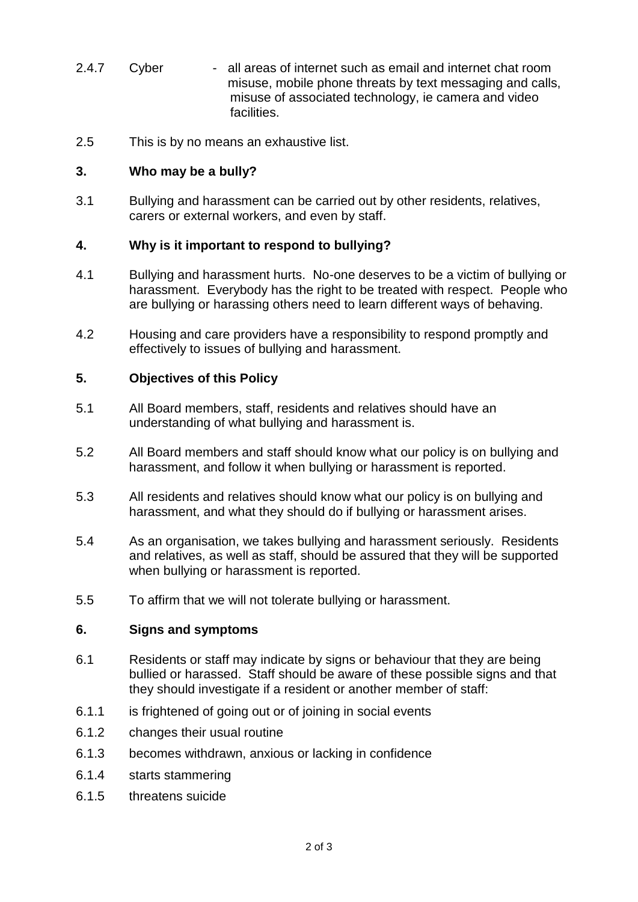2.4.7 Cyber - all areas of internet such as email and internet chat room misuse, mobile phone threats by text messaging and calls, misuse of associated technology, ie camera and video facilities.

2.5 This is by no means an exhaustive list.

## 3. Who may be a bully?

3.1 Bullying and harassment can be carried out by other residents, relatives, carers or external workers, and even by staff.

## 4. Why is it important to respond to bullying?

4.1 Bullying and harassment hurts. No-one deserves to be a victim of bullying or harassment. Everybody has the right to be treated with respect. People who are bullying or harassing others need to learn different ways of behaving.

4.2 Housing and care providers have a responsibility to respond promptly and effectively to issues of bullying and harassment.

## 5. Objectives of this Policy

5.1 All Board members, staff, residents and relatives should have an understanding of what bullying and harassment is.

5.2 All Board members and staff should know what our policy is on bullying and harassment, and follow it when bullying or harassment is reported.

5.3 All residents and relatives should know what our policy is on bullying and harassment, and what they should do if bullying or harassment arises.

5.4 As an organisation, we takes bullying and harassment seriously. Residents and relatives, as well as staff, should be assured that they will be supported when bullying or harassment is reported.

5.5 To affirm that we will not tolerate bullying or harassment.

## 6. Signs and symptoms

6.1 Residents or staff may indicate by signs or behaviour that they are being bullied or harassed. Staff should be aware of these possible signs and that they should investigate if a resident or another member of staff:

6.1.1 is frightened of going out or of joining in social events

6.1.2 changes their usual routine

6.1.3 becomes withdrawn, anxious or lacking in confidence

6.1.4 starts stammering

6.1.5 threatens suicide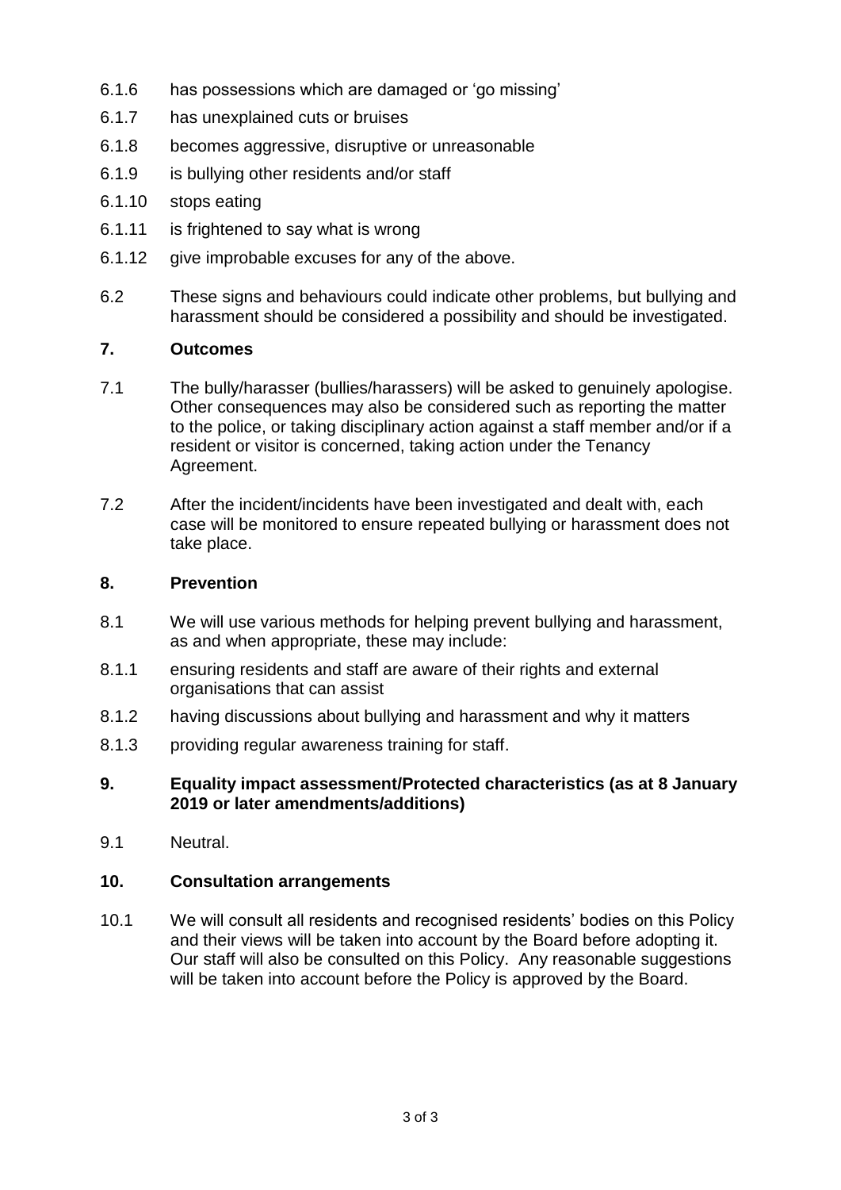6.1.6 has possessions which are damaged or 'go missing'

6.1.7 has unexplained cuts or bruises

6.1.8 becomes aggressive, disruptive or unreasonable

6.1.9 is bullying other residents and/or staff

6.1.10 stops eating

6.1.11 is frightened to say what is wrong

6.1.12 give improbable excuses for any of the above.

6.2 These signs and behaviours could indicate other problems, but bullying and harassment should be considered a possibility and should be investigated.

## 7. Outcomes

7.1 The bully/harasser (bullies/harassers) will be asked to genuinely apologise. Other consequences may also be considered such as reporting the matter to the police, or taking disciplinary action against a staff member and/or if a resident or visitor is concerned, taking action under the Tenancy Agreement.

7.2 After the incident/incidents have been investigated and dealt with, each case will be monitored to ensure repeated bullying or harassment does not take place.

## 8. Prevention

8.1 We will use various methods for helping prevent bullying and harassment, as and when appropriate, these may include:

8.1.1 ensuring residents and staff are aware of their rights and external organisations that can assist

8.1.2 having discussions about bullying and harassment and why it matters

8.1.3 providing regular awareness training for staff.

## 9. Equality impact assessment/Protected characteristics (as at 8 January 2019 or later amendments/additions)

9.1 Neutral.

## 10. Consultation arrangements

10.1 We will consult all residents and recognised residents' bodies on this Policy and their views will be taken into account by the Board before adopting it. Our staff will also be consulted on this Policy. Any reasonable suggestions will be taken into account before the Policy is approved by the Board.